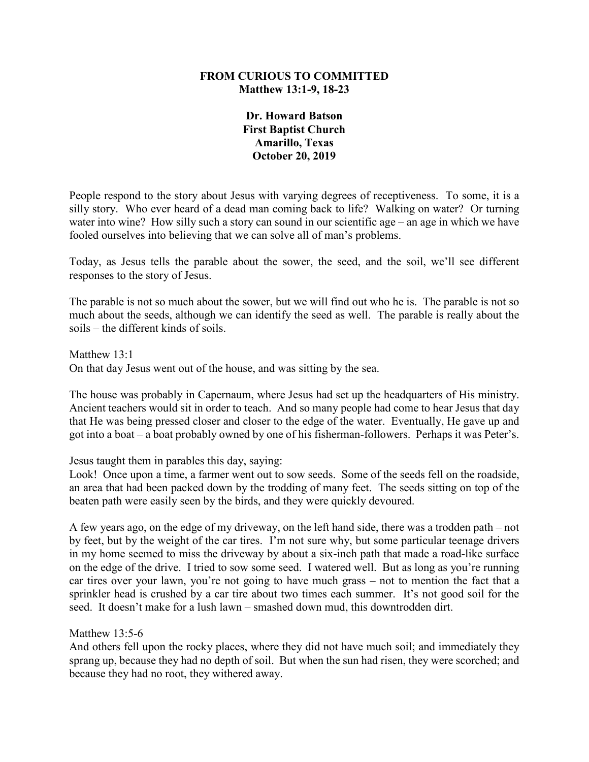# FROM CURIOUS TO COMMITTED
## Matthew 13:1-9, 18-23

**Dr. Howard Batson**
**First Baptist Church**
**Amarillo, Texas**
**October 20, 2019**

People respond to the story about Jesus with varying degrees of receptiveness. To some, it is a silly story. Who ever heard of a dead man coming back to life? Walking on water? Or turning water into wine? How silly such a story can sound in our scientific age – an age in which we have fooled ourselves into believing that we can solve all of man's problems.

Today, as Jesus tells the parable about the sower, the seed, and the soil, we'll see different responses to the story of Jesus.

The parable is not so much about the sower, but we will find out who he is. The parable is not so much about the seeds, although we can identify the seed as well. The parable is really about the soils – the different kinds of soils.

Matthew 13:1
On that day Jesus went out of the house, and was sitting by the sea.

The house was probably in Capernaum, where Jesus had set up the headquarters of His ministry. Ancient teachers would sit in order to teach. And so many people had come to hear Jesus that day that He was being pressed closer and closer to the edge of the water. Eventually, He gave up and got into a boat – a boat probably owned by one of his fisherman-followers. Perhaps it was Peter's.

Jesus taught them in parables this day, saying:
Look! Once upon a time, a farmer went out to sow seeds. Some of the seeds fell on the roadside, an area that had been packed down by the trodding of many feet. The seeds sitting on top of the beaten path were easily seen by the birds, and they were quickly devoured.

A few years ago, on the edge of my driveway, on the left hand side, there was a trodden path – not by feet, but by the weight of the car tires. I'm not sure why, but some particular teenage drivers in my home seemed to miss the driveway by about a six-inch path that made a road-like surface on the edge of the drive. I tried to sow some seed. I watered well. But as long as you're running car tires over your lawn, you're not going to have much grass – not to mention the fact that a sprinkler head is crushed by a car tire about two times each summer. It's not good soil for the seed. It doesn't make for a lush lawn – smashed down mud, this downtrodden dirt.

Matthew 13:5-6
And others fell upon the rocky places, where they did not have much soil; and immediately they sprang up, because they had no depth of soil. But when the sun had risen, they were scorched; and because they had no root, they withered away.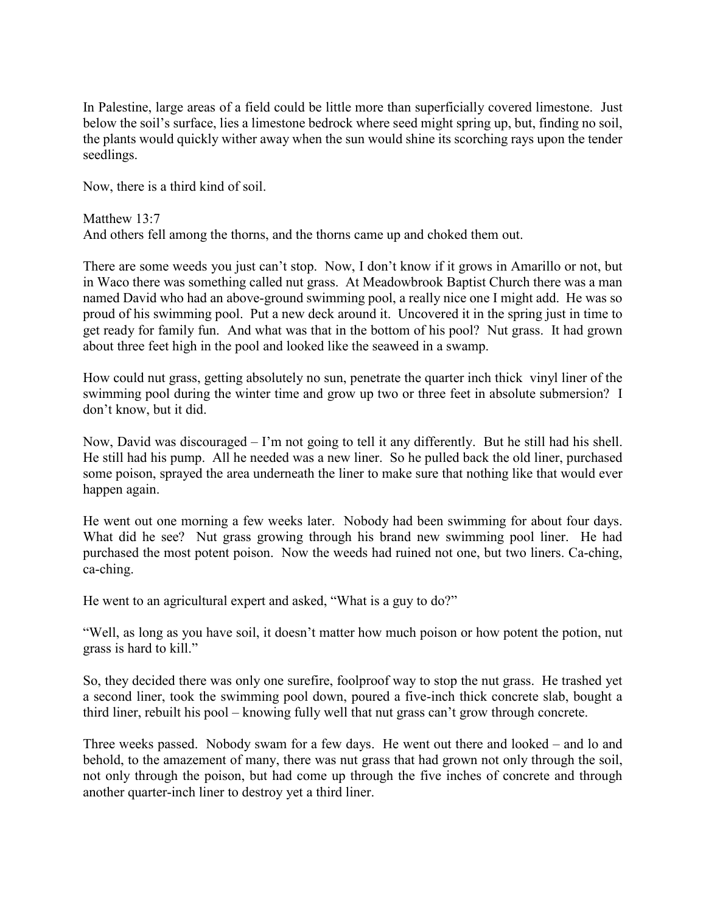In Palestine, large areas of a field could be little more than superficially covered limestone. Just below the soil's surface, lies a limestone bedrock where seed might spring up, but, finding no soil, the plants would quickly wither away when the sun would shine its scorching rays upon the tender seedlings.

Now, there is a third kind of soil.

Matthew 13:7
And others fell among the thorns, and the thorns came up and choked them out.

There are some weeds you just can't stop. Now, I don't know if it grows in Amarillo or not, but in Waco there was something called nut grass. At Meadowbrook Baptist Church there was a man named David who had an above-ground swimming pool, a really nice one I might add. He was so proud of his swimming pool. Put a new deck around it. Uncovered it in the spring just in time to get ready for family fun. And what was that in the bottom of his pool? Nut grass. It had grown about three feet high in the pool and looked like the seaweed in a swamp.

How could nut grass, getting absolutely no sun, penetrate the quarter inch thick vinyl liner of the swimming pool during the winter time and grow up two or three feet in absolute submersion? I don't know, but it did.

Now, David was discouraged – I'm not going to tell it any differently. But he still had his shell. He still had his pump. All he needed was a new liner. So he pulled back the old liner, purchased some poison, sprayed the area underneath the liner to make sure that nothing like that would ever happen again.

He went out one morning a few weeks later. Nobody had been swimming for about four days. What did he see? Nut grass growing through his brand new swimming pool liner. He had purchased the most potent poison. Now the weeds had ruined not one, but two liners. Ca-ching, ca-ching.

He went to an agricultural expert and asked, "What is a guy to do?"

"Well, as long as you have soil, it doesn't matter how much poison or how potent the potion, nut grass is hard to kill."

So, they decided there was only one surefire, foolproof way to stop the nut grass. He trashed yet a second liner, took the swimming pool down, poured a five-inch thick concrete slab, bought a third liner, rebuilt his pool – knowing fully well that nut grass can't grow through concrete.

Three weeks passed. Nobody swam for a few days. He went out there and looked – and lo and behold, to the amazement of many, there was nut grass that had grown not only through the soil, not only through the poison, but had come up through the five inches of concrete and through another quarter-inch liner to destroy yet a third liner.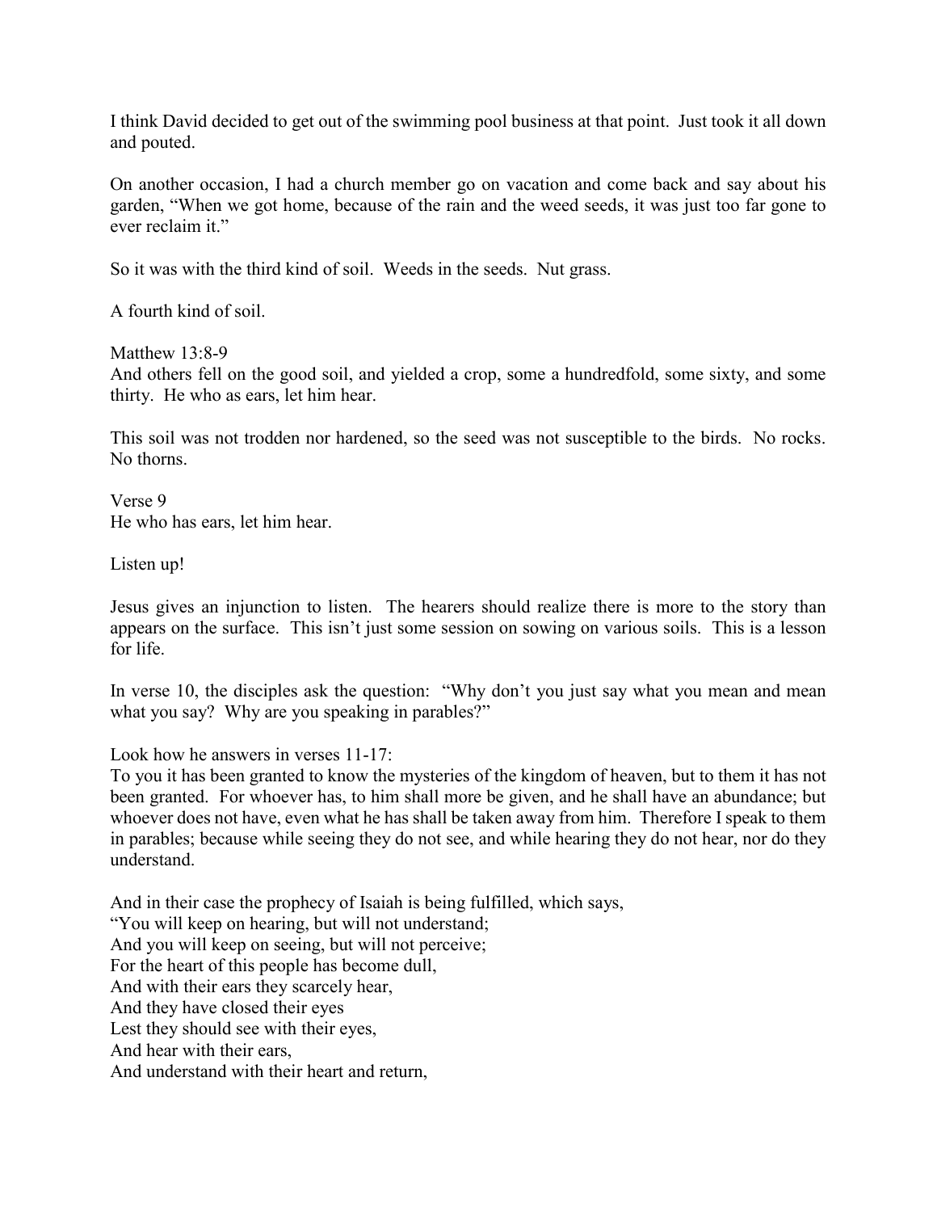I think David decided to get out of the swimming pool business at that point. Just took it all down and pouted.

On another occasion, I had a church member go on vacation and come back and say about his garden, "When we got home, because of the rain and the weed seeds, it was just too far gone to ever reclaim it."

So it was with the third kind of soil. Weeds in the seeds. Nut grass.

A fourth kind of soil.

Matthew 13:8-9
And others fell on the good soil, and yielded a crop, some a hundredfold, some sixty, and some thirty. He who as ears, let him hear.

This soil was not trodden nor hardened, so the seed was not susceptible to the birds. No rocks. No thorns.

Verse 9
He who has ears, let him hear.

Listen up!

Jesus gives an injunction to listen. The hearers should realize there is more to the story than appears on the surface. This isn't just some session on sowing on various soils. This is a lesson for life.

In verse 10, the disciples ask the question: "Why don't you just say what you mean and mean what you say? Why are you speaking in parables?"

Look how he answers in verses 11-17:
To you it has been granted to know the mysteries of the kingdom of heaven, but to them it has not been granted. For whoever has, to him shall more be given, and he shall have an abundance; but whoever does not have, even what he has shall be taken away from him. Therefore I speak to them in parables; because while seeing they do not see, and while hearing they do not hear, nor do they understand.

And in their case the prophecy of Isaiah is being fulfilled, which says,
"You will keep on hearing, but will not understand;
And you will keep on seeing, but will not perceive;
For the heart of this people has become dull,
And with their ears they scarcely hear,
And they have closed their eyes
Lest they should see with their eyes,
And hear with their ears,
And understand with their heart and return,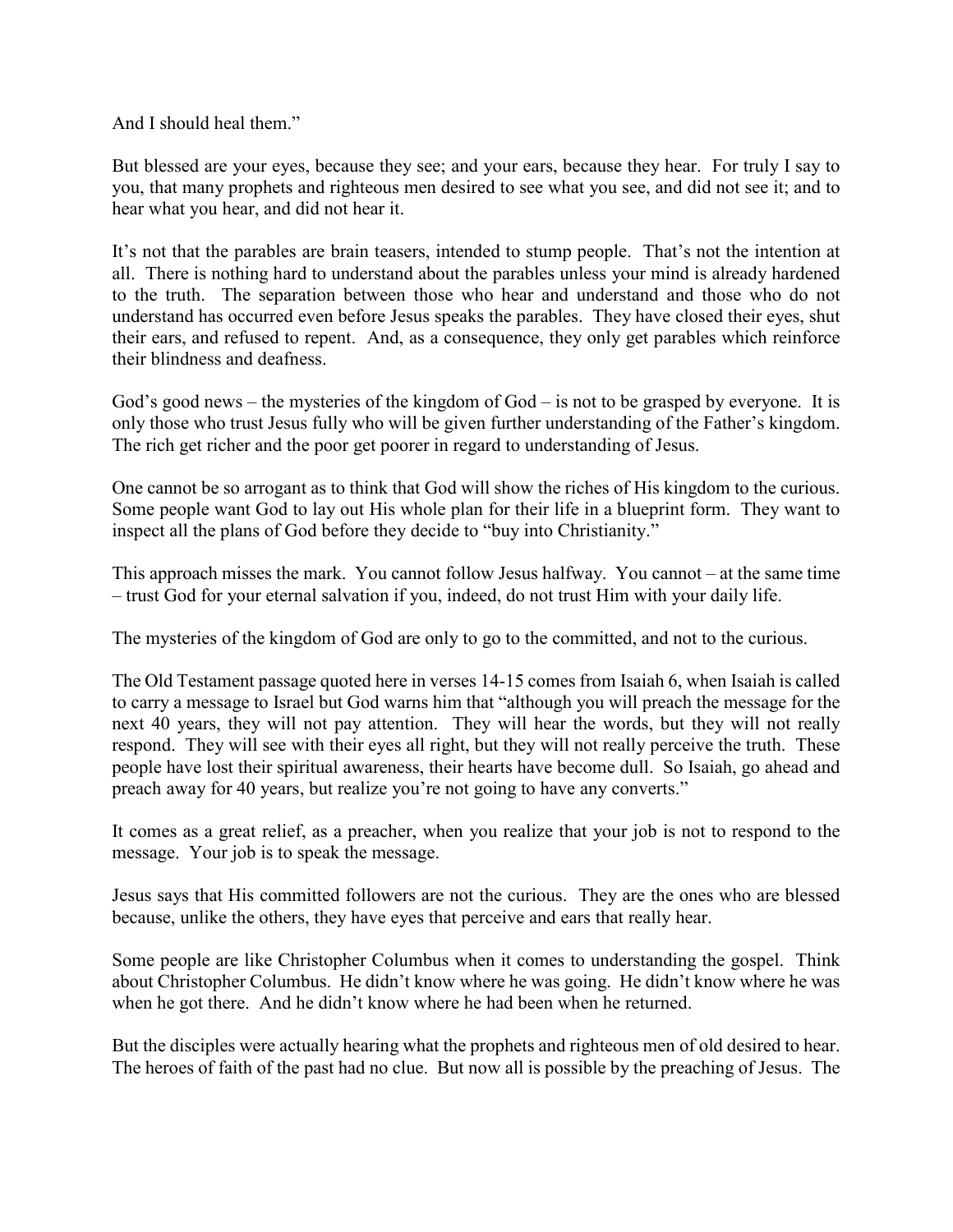And I should heal them."

But blessed are your eyes, because they see; and your ears, because they hear. For truly I say to you, that many prophets and righteous men desired to see what you see, and did not see it; and to hear what you hear, and did not hear it.

It's not that the parables are brain teasers, intended to stump people. That's not the intention at all. There is nothing hard to understand about the parables unless your mind is already hardened to the truth. The separation between those who hear and understand and those who do not understand has occurred even before Jesus speaks the parables. They have closed their eyes, shut their ears, and refused to repent. And, as a consequence, they only get parables which reinforce their blindness and deafness.

God's good news – the mysteries of the kingdom of God – is not to be grasped by everyone. It is only those who trust Jesus fully who will be given further understanding of the Father's kingdom. The rich get richer and the poor get poorer in regard to understanding of Jesus.

One cannot be so arrogant as to think that God will show the riches of His kingdom to the curious. Some people want God to lay out His whole plan for their life in a blueprint form. They want to inspect all the plans of God before they decide to "buy into Christianity."

This approach misses the mark. You cannot follow Jesus halfway. You cannot – at the same time – trust God for your eternal salvation if you, indeed, do not trust Him with your daily life.

The mysteries of the kingdom of God are only to go to the committed, and not to the curious.

The Old Testament passage quoted here in verses 14-15 comes from Isaiah 6, when Isaiah is called to carry a message to Israel but God warns him that "although you will preach the message for the next 40 years, they will not pay attention. They will hear the words, but they will not really respond. They will see with their eyes all right, but they will not really perceive the truth. These people have lost their spiritual awareness, their hearts have become dull. So Isaiah, go ahead and preach away for 40 years, but realize you're not going to have any converts."

It comes as a great relief, as a preacher, when you realize that your job is not to respond to the message. Your job is to speak the message.

Jesus says that His committed followers are not the curious. They are the ones who are blessed because, unlike the others, they have eyes that perceive and ears that really hear.

Some people are like Christopher Columbus when it comes to understanding the gospel. Think about Christopher Columbus. He didn't know where he was going. He didn't know where he was when he got there. And he didn't know where he had been when he returned.

But the disciples were actually hearing what the prophets and righteous men of old desired to hear. The heroes of faith of the past had no clue. But now all is possible by the preaching of Jesus. The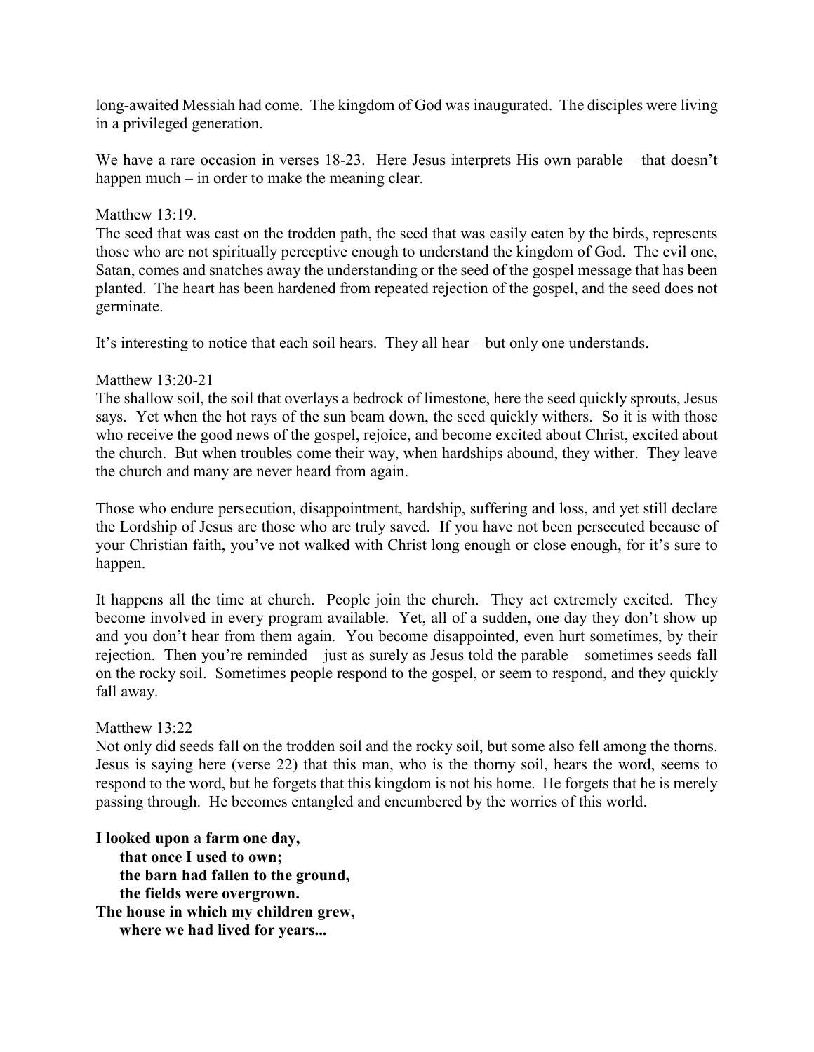long-awaited Messiah had come. The kingdom of God was inaugurated. The disciples were living in a privileged generation.

We have a rare occasion in verses 18-23. Here Jesus interprets His own parable – that doesn't happen much – in order to make the meaning clear.

Matthew 13:19.
The seed that was cast on the trodden path, the seed that was easily eaten by the birds, represents those who are not spiritually perceptive enough to understand the kingdom of God. The evil one, Satan, comes and snatches away the understanding or the seed of the gospel message that has been planted. The heart has been hardened from repeated rejection of the gospel, and the seed does not germinate.

It's interesting to notice that each soil hears. They all hear – but only one understands.

Matthew 13:20-21
The shallow soil, the soil that overlays a bedrock of limestone, here the seed quickly sprouts, Jesus says. Yet when the hot rays of the sun beam down, the seed quickly withers. So it is with those who receive the good news of the gospel, rejoice, and become excited about Christ, excited about the church. But when troubles come their way, when hardships abound, they wither. They leave the church and many are never heard from again.

Those who endure persecution, disappointment, hardship, suffering and loss, and yet still declare the Lordship of Jesus are those who are truly saved. If you have not been persecuted because of your Christian faith, you've not walked with Christ long enough or close enough, for it's sure to happen.

It happens all the time at church. People join the church. They act extremely excited. They become involved in every program available. Yet, all of a sudden, one day they don't show up and you don't hear from them again. You become disappointed, even hurt sometimes, by their rejection. Then you're reminded – just as surely as Jesus told the parable – sometimes seeds fall on the rocky soil. Sometimes people respond to the gospel, or seem to respond, and they quickly fall away.

Matthew 13:22
Not only did seeds fall on the trodden soil and the rocky soil, but some also fell among the thorns. Jesus is saying here (verse 22) that this man, who is the thorny soil, hears the word, seems to respond to the word, but he forgets that this kingdom is not his home. He forgets that he is merely passing through. He becomes entangled and encumbered by the worries of this world.

**I looked upon a farm one day,**
**that once I used to own;**
**the barn had fallen to the ground,**
**the fields were overgrown.**
**The house in which my children grew,**
**where we had lived for years...**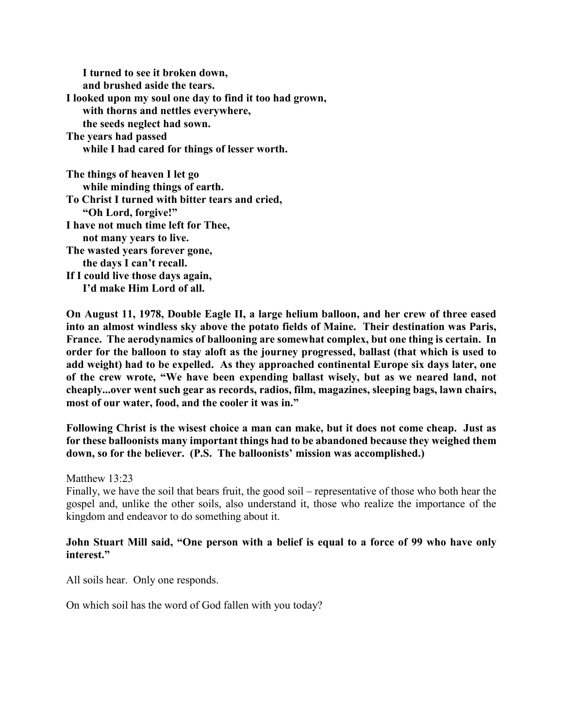**I turned to see it broken down,**
**and brushed aside the tears.**
**I looked upon my soul one day to find it too had grown,**
**with thorns and nettles everywhere,**
**the seeds neglect had sown.**
**The years had passed**
**while I had cared for things of lesser worth.**

**The things of heaven I let go**
**while minding things of earth.**
**To Christ I turned with bitter tears and cried,**
**"Oh Lord, forgive!"**
**I have not much time left for Thee,**
**not many years to live.**
**The wasted years forever gone,**
**the days I can't recall.**
**If I could live those days again,**
**I'd make Him Lord of all.**

**On August 11, 1978, Double Eagle II, a large helium balloon, and her crew of three eased into an almost windless sky above the potato fields of Maine. Their destination was Paris, France. The aerodynamics of ballooning are somewhat complex, but one thing is certain. In order for the balloon to stay aloft as the journey progressed, ballast (that which is used to add weight) had to be expelled. As they approached continental Europe six days later, one of the crew wrote, "We have been expending ballast wisely, but as we neared land, not cheaply...over went such gear as records, radios, film, magazines, sleeping bags, lawn chairs, most of our water, food, and the cooler it was in."**

**Following Christ is the wisest choice a man can make, but it does not come cheap. Just as for these balloonists many important things had to be abandoned because they weighed them down, so for the believer. (P.S. The balloonists' mission was accomplished.)**

Matthew 13:23
Finally, we have the soil that bears fruit, the good soil – representative of those who both hear the gospel and, unlike the other soils, also understand it, those who realize the importance of the kingdom and endeavor to do something about it.

**John Stuart Mill said, "One person with a belief is equal to a force of 99 who have only interest."**

All soils hear. Only one responds.

On which soil has the word of God fallen with you today?